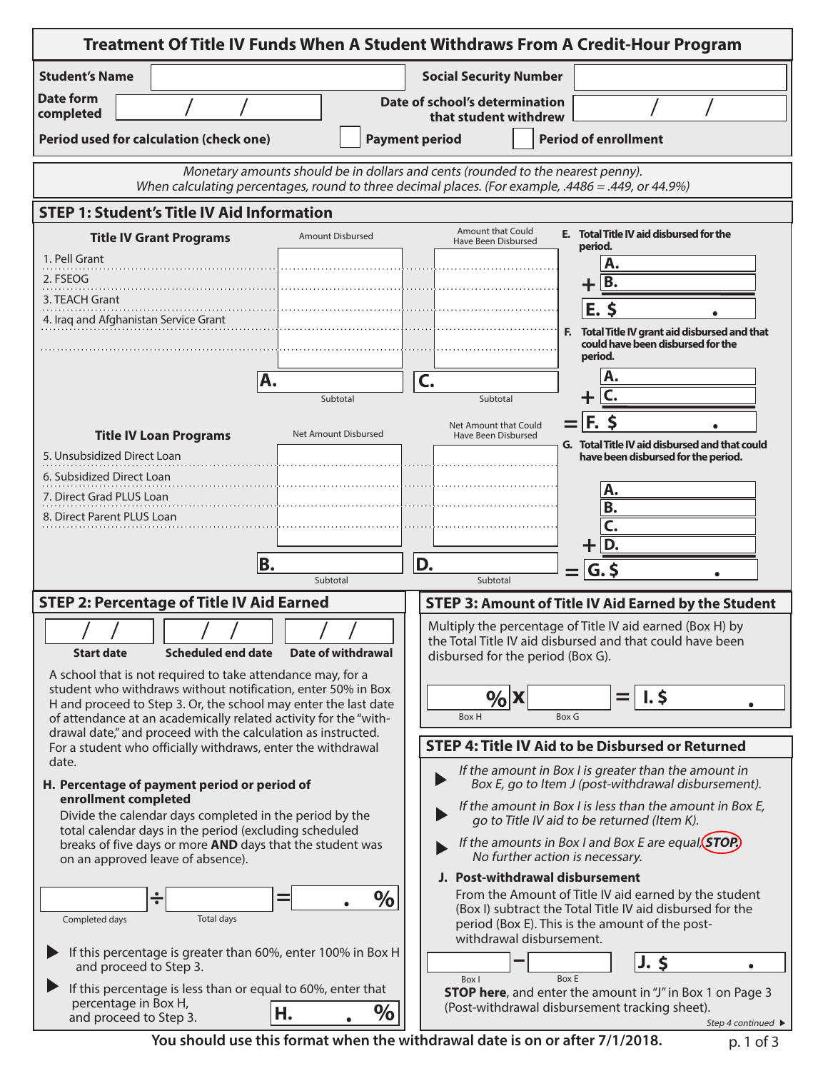# Treatment Of Title IV Funds When A Student Withdraws From A Credit-Hour Program

| | | | |
|---|---|---|---|
| **Student's Name** | | **Social Security Number** | |
| **Date form completed** | / / | **Date of school's determination that student withdrew** | / / |

**Period used for calculation (check one)** ☐ **Payment period** ☐ **Period of enrollment**

*Monetary amounts should be in dollars and cents (rounded to the nearest penny).*
*When calculating percentages, round to three decimal places. (For example, .4486 = .449, or 44.9%)*

## STEP 1: Student's Title IV Aid Information

| Title IV Grant Programs | Amount Disbursed | Amount that Could Have Been Disbursed |
|---|---|---|
| 1. Pell Grant | | |
| 2. FSEOG | | |
| 3. TEACH Grant | | |
| 4. Iraq and Afghanistan Service Grant | | |
| | | |
| | **A.** Subtotal | **C.** Subtotal |

| Title IV Loan Programs | Net Amount Disbursed | Net Amount that Could Have Been Disbursed |
|---|---|---|
| 5. Unsubsidized Direct Loan | | |
| 6. Subsidized Direct Loan | | |
| 7. Direct Grad PLUS Loan | | |
| 8. Direct Parent PLUS Loan | | |
| | **B.** Subtotal | **D.** Subtotal |

**E. Total Title IV aid disbursed for the period.**

A. + B. = **E. $ .**

**F. Total Title IV grant aid disbursed and that could have been disbursed for the period.**

A. + C. = **F. $ .**

**G. Total Title IV aid disbursed and that could have been disbursed for the period.**

A. + B. + C. + D. = **G. $ .**

## STEP 2: Percentage of Title IV Aid Earned

| / / | / / | / / |
|---|---|---|
| **Start date** | **Scheduled end date** | **Date of withdrawal** |

A school that is not required to take attendance may, for a student who withdraws without notification, enter 50% in Box H and proceed to Step 3. Or, the school may enter the last date of attendance at an academically related activity for the "withdrawal date," and proceed with the calculation as instructed. For a student who officially withdraws, enter the withdrawal date.

**H. Percentage of payment period or period of enrollment completed**

Divide the calendar days completed in the period by the total calendar days in the period (excluding scheduled breaks of five days or more **AND** days that the student was on an approved leave of absence).

Completed days ÷ Total days = . %

- If this percentage is greater than 60%, enter 100% in Box H and proceed to Step 3.
- If this percentage is less than or equal to 60%, enter that percentage in Box H, and proceed to Step 3.

**H.** . %

## STEP 3: Amount of Title IV Aid Earned by the Student

Multiply the percentage of Title IV aid earned (Box H) by the Total Title IV aid disbursed and that could have been disbursed for the period (Box G).

% (Box H) x (Box G) = **I. $ .**

## STEP 4: Title IV Aid to be Disbursed or Returned

- *If the amount in Box I is greater than the amount in Box E, go to Item J (post-withdrawal disbursement).*
- *If the amount in Box I is less than the amount in Box E, go to Title IV aid to be returned (Item K).*
- *If the amounts in Box I and Box E are equal, **STOP.** No further action is necessary.*

**J. Post-withdrawal disbursement**

From the Amount of Title IV aid earned by the student (Box I) subtract the Total Title IV aid disbursed for the period (Box E). This is the amount of the post-withdrawal disbursement.

(Box I) − (Box E) = **J. $ .**

**STOP here**, and enter the amount in "J" in Box 1 on Page 3 (Post-withdrawal disbursement tracking sheet).

*Step 4 continued ▶*

**You should use this format when the withdrawal date is on or after 7/1/2018.**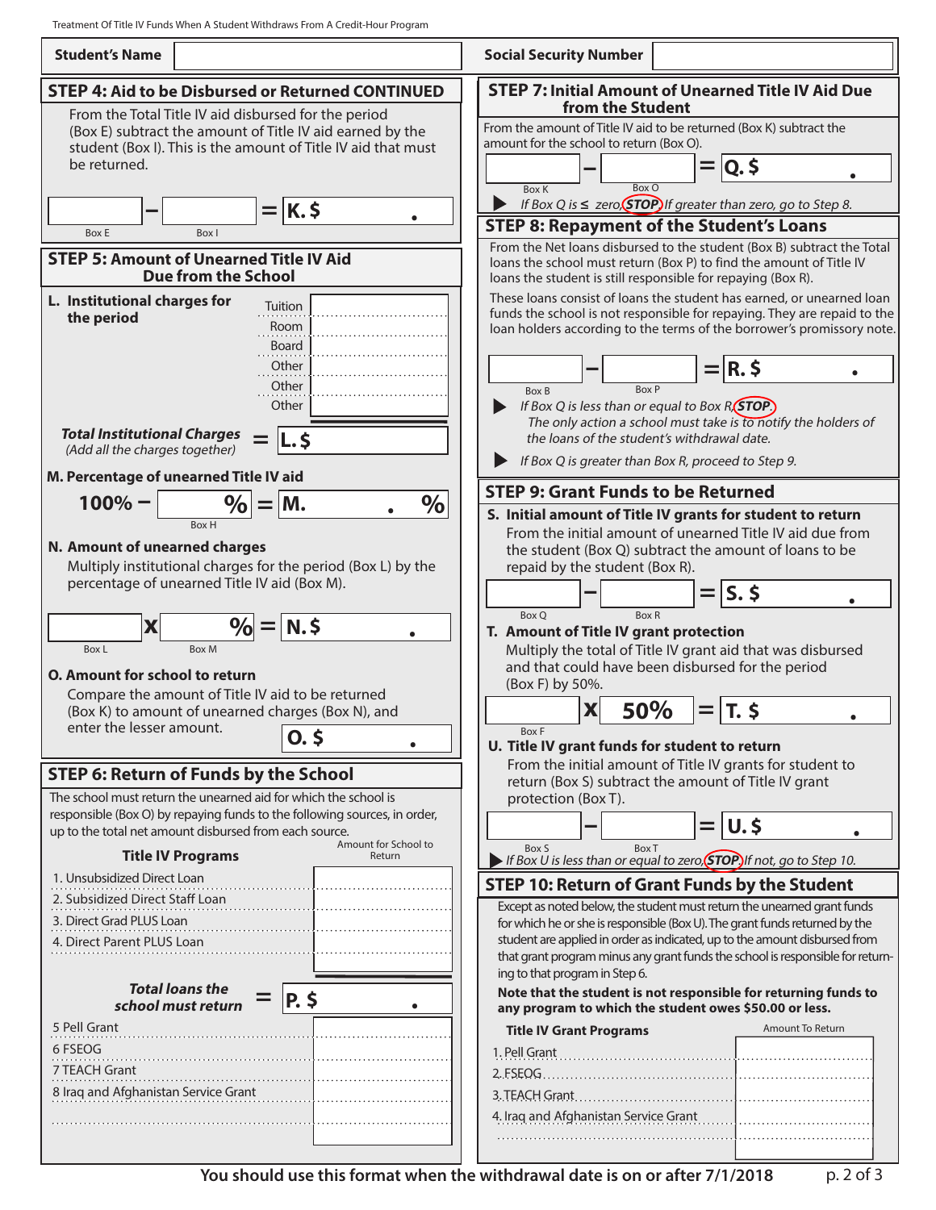Treatment Of Title IV Funds When A Student Withdraws From A Credit-Hour Program

| Student's Name | | Social Security Number | |
|---|---|---|---|

## STEP 4: Aid to be Disbursed or Returned CONTINUED

From the Total Title IV aid disbursed for the period (Box E) subtract the amount of Title IV aid earned by the student (Box I). This is the amount of Title IV aid that must be returned.

| Box E | – | Box I | = | K. $ . |
|---|---|---|---|---|

## STEP 5: Amount of Unearned Title IV Aid Due from the School

**L. Institutional charges for the period**

| | |
|---|---|
| Tuition | |
| Room | |
| Board | |
| Other | |
| Other | |
| Other | |

***Total Institutional Charges*** *(Add all the charges together)* = **L. $**

**M. Percentage of unearned Title IV aid**

| 100% – | % (Box H) | = | M. . % |
|---|---|---|---|

**N. Amount of unearned charges**

Multiply institutional charges for the period (Box L) by the percentage of unearned Title IV aid (Box M).

| Box L | x | % (Box M) | = | N. $ . |
|---|---|---|---|---|

**O. Amount for school to return**

Compare the amount of Title IV aid to be returned (Box K) to amount of unearned charges (Box N), and enter the lesser amount.

**O. $ .**

## STEP 6: Return of Funds by the School

The school must return the unearned aid for which the school is responsible (Box O) by repaying funds to the following sources, in order, up to the total net amount disbursed from each source.

| Title IV Programs | Amount for School to Return |
|---|---|
| 1. Unsubsidized Direct Loan | |
| 2. Subsidized Direct Staff Loan | |
| 3. Direct Grad PLUS Loan | |
| 4. Direct Parent PLUS Loan | |
| ***Total loans the school must return*** = | **P. $ .** |
| 5 Pell Grant | |
| 6 FSEOG | |
| 7 TEACH Grant | |
| 8 Iraq and Afghanistan Service Grant | |
| | |

## STEP 7: Initial Amount of Unearned Title IV Aid Due from the Student

From the amount of Title IV aid to be returned (Box K) subtract the amount for the school to return (Box O).

| Box K | – | Box O | = | Q. $ . |
|---|---|---|---|---|

▶ *If Box Q is ≤ zero, STOP. If greater than zero, go to Step 8.*

## STEP 8: Repayment of the Student's Loans

From the Net loans disbursed to the student (Box B) subtract the Total loans the school must return (Box P) to find the amount of Title IV loans the student is still responsible for repaying (Box R).

These loans consist of loans the student has earned, or unearned loan funds the school is not responsible for repaying. They are repaid to the loan holders according to the terms of the borrower's promissory note.

| Box B | – | Box P | = | R. $ . |
|---|---|---|---|---|

▶ *If Box Q is less than or equal to Box R, STOP. The only action a school must take is to notify the holders of the loans of the student's withdrawal date.*

▶ *If Box Q is greater than Box R, proceed to Step 9.*

## STEP 9: Grant Funds to be Returned

**S. Initial amount of Title IV grants for student to return**

From the initial amount of unearned Title IV aid due from the student (Box Q) subtract the amount of loans to be repaid by the student (Box R).

| Box Q | – | Box R | = | S. $ . |
|---|---|---|---|---|

**T. Amount of Title IV grant protection**

Multiply the total of Title IV grant aid that was disbursed and that could have been disbursed for the period (Box F) by 50%.

| Box F | x | 50% | = | T. $ . |
|---|---|---|---|---|

**U. Title IV grant funds for student to return**

From the initial amount of Title IV grants for student to return (Box S) subtract the amount of Title IV grant protection (Box T).

| Box S | – | Box T | = | U. $ . |
|---|---|---|---|---|

▶ *If Box U is less than or equal to zero, STOP. If not, go to Step 10.*

## STEP 10: Return of Grant Funds by the Student

Except as noted below, the student must return the unearned grant funds for which he or she is responsible (Box U). The grant funds returned by the student are applied in order as indicated, up to the amount disbursed from that grant program minus any grant funds the school is responsible for returning to that program in Step 6.

**Note that the student is not responsible for returning funds to any program to which the student owes $50.00 or less.**

| Title IV Grant Programs | Amount To Return |
|---|---|
| 1. Pell Grant | |
| 2. FSEOG | |
| 3. TEACH Grant | |
| 4. Iraq and Afghanistan Service Grant | |
| | |

**You should use this format when the withdrawal date is on or after 7/1/2018**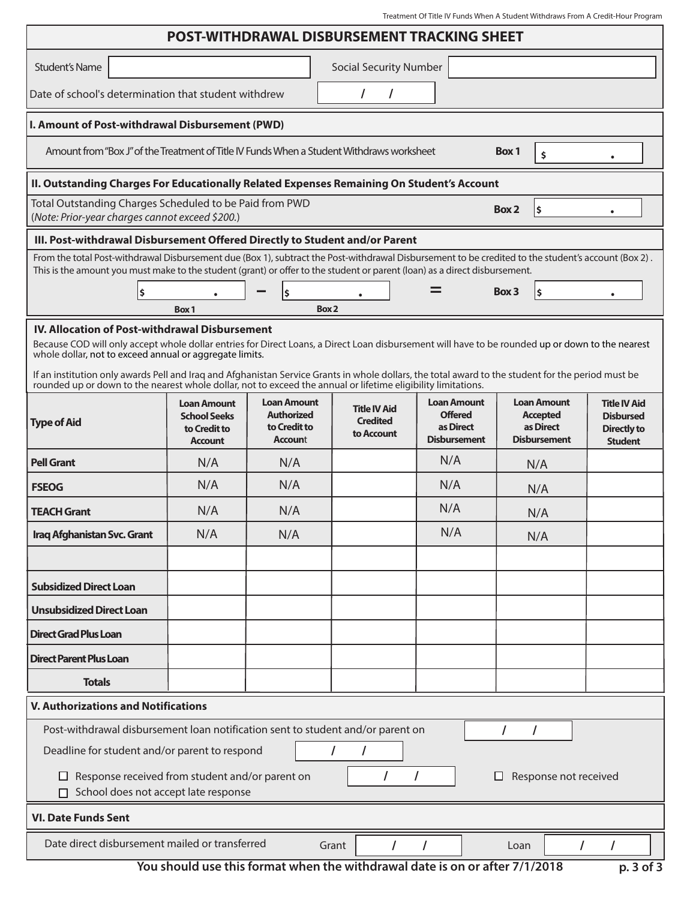# POST-WITHDRAWAL DISBURSEMENT TRACKING SHEET

Student's Name ____________________ Social Security Number ____________________

Date of school's determination that student withdrew ___ / ___ / ___

## I. Amount of Post-withdrawal Disbursement (PWD)

Amount from "Box J" of the Treatment of Title IV Funds When a Student Withdraws worksheet **Box 1** $ ______ . ___

## II. Outstanding Charges For Educationally Related Expenses Remaining On Student's Account

Total Outstanding Charges Scheduled to be Paid from PWD
(*Note: Prior-year charges cannot exceed $200.*) **Box 2** $ ______ . ___

## III. Post-withdrawal Disbursement Offered Directly to Student and/or Parent

From the total Post-withdrawal Disbursement due (Box 1), subtract the Post-withdrawal Disbursement to be credited to the student's account (Box 2) . This is the amount you must make to the student (grant) or offer to the student or parent (loan) as a direct disbursement.

$ ______ . ___ (**Box 1**) − $ ______ . ___ (**Box 2**) = **Box 3** $ ______ . ___

## IV. Allocation of Post-withdrawal Disbursement

Because COD will only accept whole dollar entries for Direct Loans, a Direct Loan disbursement will have to be rounded up or down to the nearest whole dollar, not to exceed annual or aggregate limits.

If an institution only awards Pell and Iraq and Afghanistan Service Grants in whole dollars, the total award to the student for the period must be rounded up or down to the nearest whole dollar, not to exceed the annual or lifetime eligibility limitations.

| Type of Aid | Loan Amount School Seeks to Credit to Account | Loan Amount Authorized to Credit to Account | Title IV Aid Credited to Account | Loan Amount Offered as Direct Disbursement | Loan Amount Accepted as Direct Disbursement | Title IV Aid Disbursed Directly to Student |
|---|---|---|---|---|---|---|
| **Pell Grant** | N/A | N/A | | N/A | N/A | |
| **FSEOG** | N/A | N/A | | N/A | N/A | |
| **TEACH Grant** | N/A | N/A | | N/A | N/A | |
| **Iraq Afghanistan Svc. Grant** | N/A | N/A | | N/A | N/A | |
| | | | | | | |
| **Subsidized Direct Loan** | | | | | | |
| **Unsubsidized Direct Loan** | | | | | | |
| **Direct Grad Plus Loan** | | | | | | |
| **Direct Parent Plus Loan** | | | | | | |
| **Totals** | | | | | | |

## V. Authorizations and Notifications

Post-withdrawal disbursement loan notification sent to student and/or parent on ___ / ___ / ___

Deadline for student and/or parent to respond ___ / ___ / ___

☐ Response received from student and/or parent on ___ / ___ / ___ ☐ Response not received

☐ School does not accept late response

## VI. Date Funds Sent

Date direct disbursement mailed or transferred Grant ___ / ___ / ___ Loan ___ / ___ / ___

**You should use this format when the withdrawal date is on or after 7/1/2018**